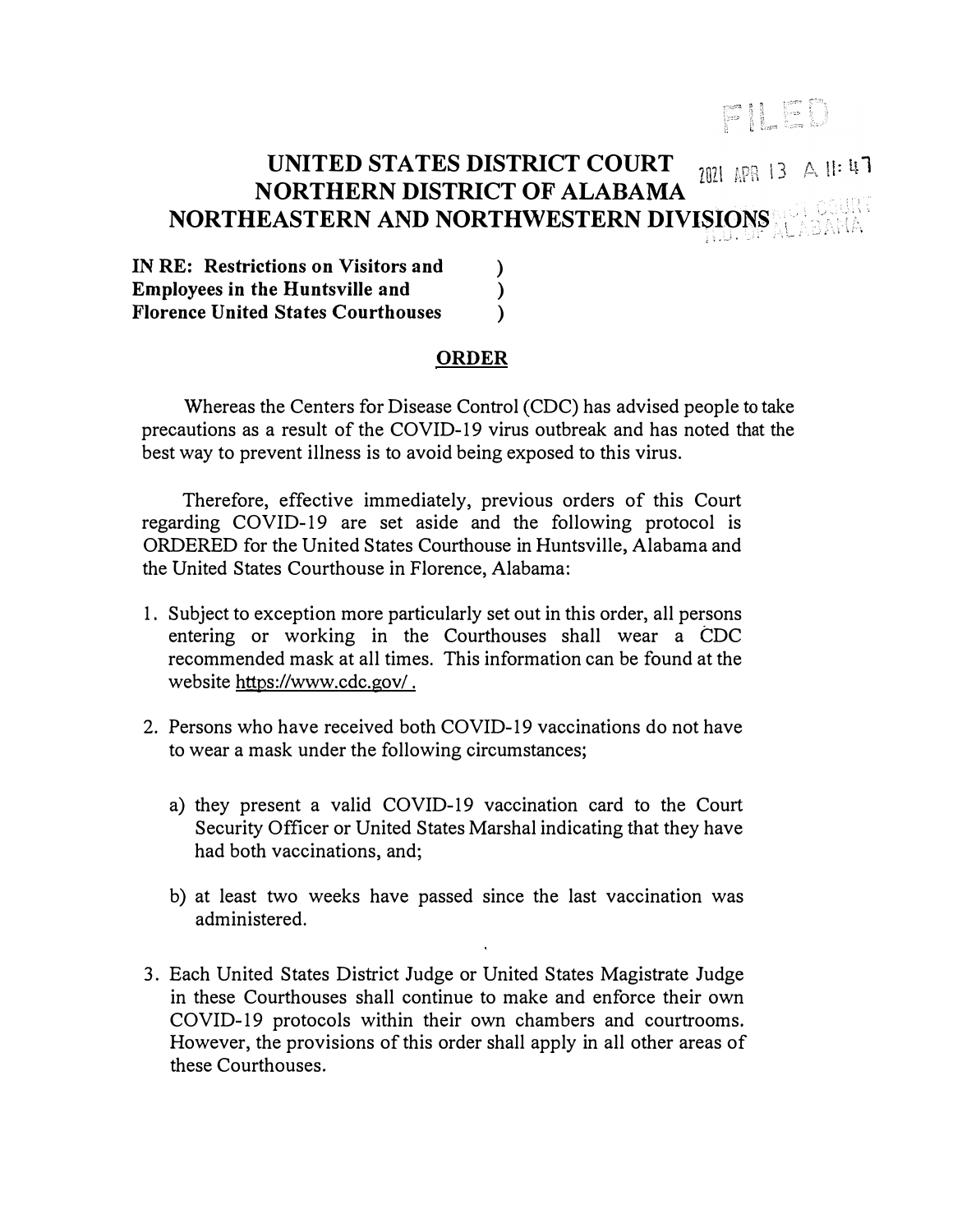FILED

2021 APR 13 A 11:47

# UNITED STATES DISTRICT COURT
# NORTHERN DISTRICT OF ALABAMA
# NORTHEASTERN AND NORTHWESTERN DIVISIONS

**IN RE: Restrictions on Visitors and** )
**Employees in the Huntsville and** )
**Florence United States Courthouses** )

## ORDER

Whereas the Centers for Disease Control (CDC) has advised people to take precautions as a result of the COVID-19 virus outbreak and has noted that the best way to prevent illness is to avoid being exposed to this virus.

Therefore, effective immediately, previous orders of this Court regarding COVID-19 are set aside and the following protocol is ORDERED for the United States Courthouse in Huntsville, Alabama and the United States Courthouse in Florence, Alabama:

1. Subject to exception more particularly set out in this order, all persons entering or working in the Courthouses shall wear a CDC recommended mask at all times. This information can be found at the website https://www.cdc.gov/ .

2. Persons who have received both COVID-19 vaccinations do not have to wear a mask under the following circumstances;

   a) they present a valid COVID-19 vaccination card to the Court Security Officer or United States Marshal indicating that they have had both vaccinations, and;

   b) at least two weeks have passed since the last vaccination was administered.

3. Each United States District Judge or United States Magistrate Judge in these Courthouses shall continue to make and enforce their own COVID-19 protocols within their own chambers and courtrooms. However, the provisions of this order shall apply in all other areas of these Courthouses.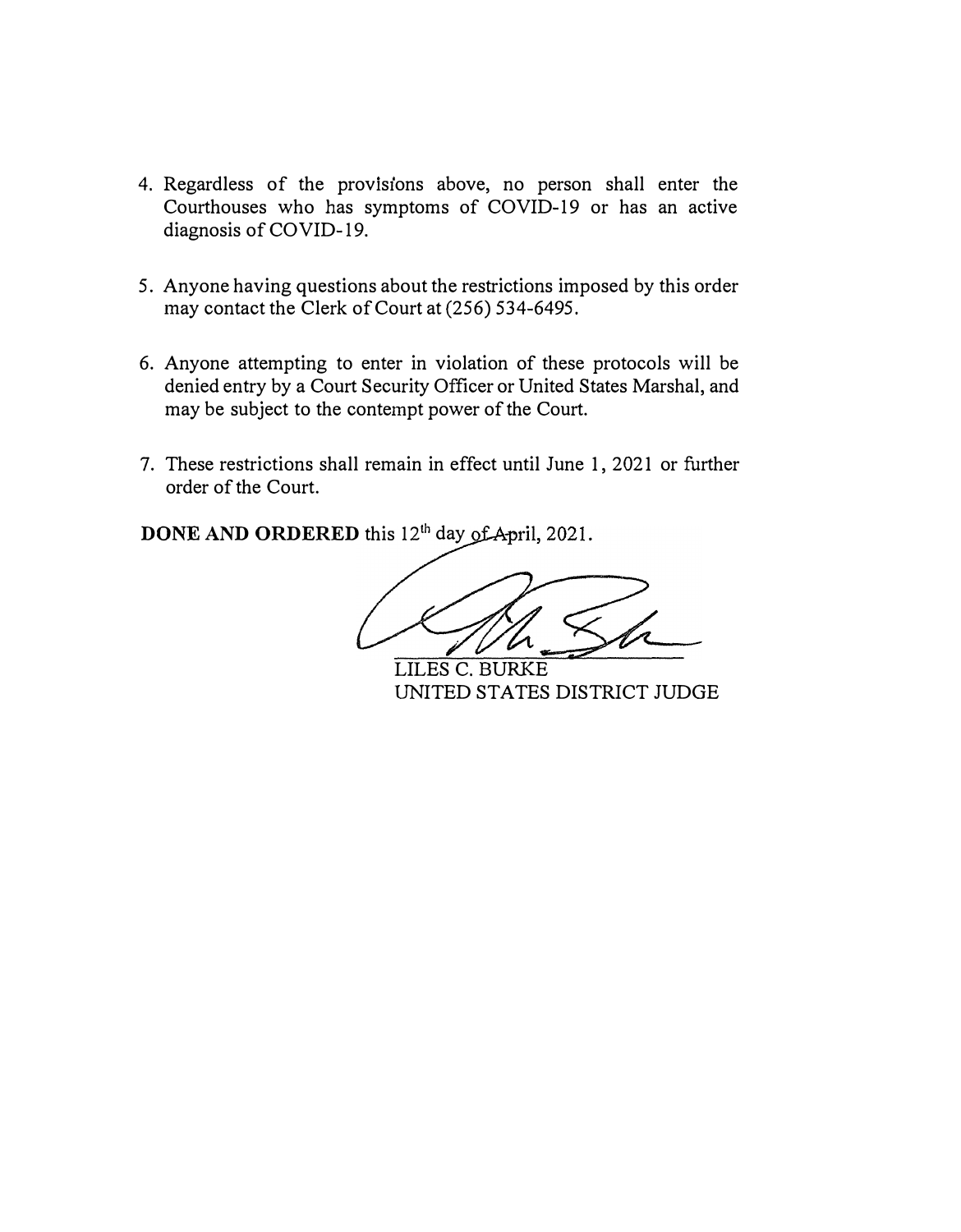4. Regardless of the provisions above, no person shall enter the Courthouses who has symptoms of COVID-19 or has an active diagnosis of COVID-19.

5. Anyone having questions about the restrictions imposed by this order may contact the Clerk of Court at (256) 534-6495.

6. Anyone attempting to enter in violation of these protocols will be denied entry by a Court Security Officer or United States Marshal, and may be subject to the contempt power of the Court.

7. These restrictions shall remain in effect until June 1, 2021 or further order of the Court.

**DONE AND ORDERED** this 12th day of April, 2021.

LILES C. BURKE
UNITED STATES DISTRICT JUDGE